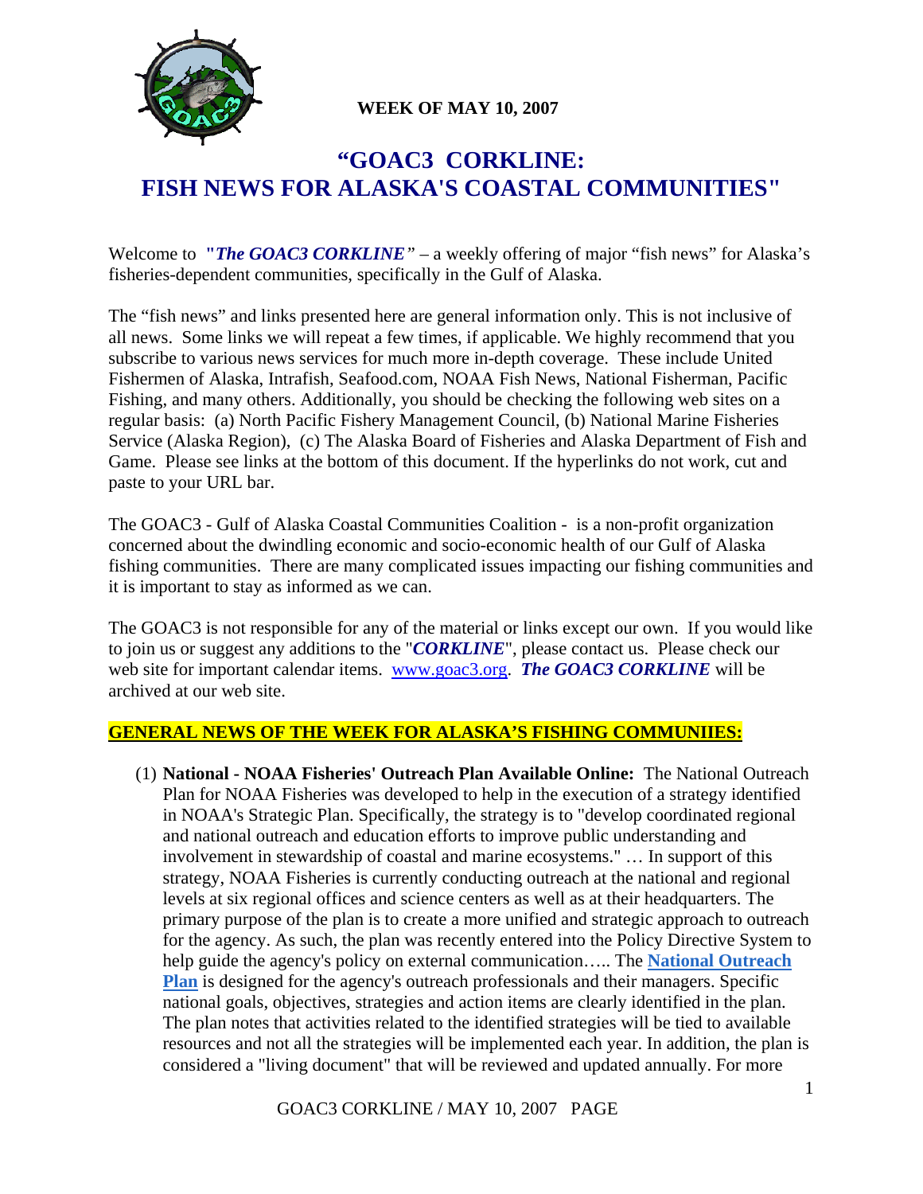**WEEK OF MAY 10, 2007**

# "GOAC3 CORKLINE: FISH NEWS FOR ALASKA'S COASTAL COMMUNITIES"

Welcome to **"*The GOAC3 CORKLINE*"** – a weekly offering of major "fish news" for Alaska's fisheries-dependent communities, specifically in the Gulf of Alaska.

The "fish news" and links presented here are general information only. This is not inclusive of all news. Some links we will repeat a few times, if applicable. We highly recommend that you subscribe to various news services for much more in-depth coverage. These include United Fishermen of Alaska, Intrafish, Seafood.com, NOAA Fish News, National Fisherman, Pacific Fishing, and many others. Additionally, you should be checking the following web sites on a regular basis: (a) North Pacific Fishery Management Council, (b) National Marine Fisheries Service (Alaska Region), (c) The Alaska Board of Fisheries and Alaska Department of Fish and Game. Please see links at the bottom of this document. If the hyperlinks do not work, cut and paste to your URL bar.

The GOAC3 - Gulf of Alaska Coastal Communities Coalition - is a non-profit organization concerned about the dwindling economic and socio-economic health of our Gulf of Alaska fishing communities. There are many complicated issues impacting our fishing communities and it is important to stay as informed as we can.

The GOAC3 is not responsible for any of the material or links except our own. If you would like to join us or suggest any additions to the "***CORKLINE***", please contact us. Please check our web site for important calendar items. www.goac3.org. ***The GOAC3 CORKLINE*** will be archived at our web site.

## GENERAL NEWS OF THE WEEK FOR ALASKA'S FISHING COMMUNIIES:

(1) **National - NOAA Fisheries' Outreach Plan Available Online:** The National Outreach Plan for NOAA Fisheries was developed to help in the execution of a strategy identified in NOAA's Strategic Plan. Specifically, the strategy is to "develop coordinated regional and national outreach and education efforts to improve public understanding and involvement in stewardship of coastal and marine ecosystems." … In support of this strategy, NOAA Fisheries is currently conducting outreach at the national and regional levels at six regional offices and science centers as well as at their headquarters. The primary purpose of the plan is to create a more unified and strategic approach to outreach for the agency. As such, the plan was recently entered into the Policy Directive System to help guide the agency's policy on external communication….. The **National Outreach Plan** is designed for the agency's outreach professionals and their managers. Specific national goals, objectives, strategies and action items are clearly identified in the plan. The plan notes that activities related to the identified strategies will be tied to available resources and not all the strategies will be implemented each year. In addition, the plan is considered a "living document" that will be reviewed and updated annually. For more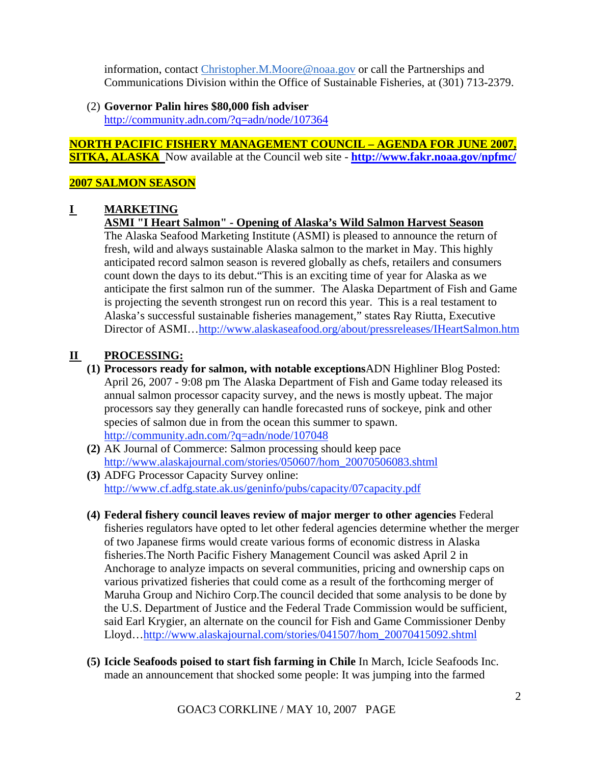information, contact Christopher.M.Moore@noaa.gov or call the Partnerships and Communications Division within the Office of Sustainable Fisheries, at (301) 713-2379.

(2) **Governor Palin hires $80,000 fish adviser**
http://community.adn.com/?q=adn/node/107364

**NORTH PACIFIC FISHERY MANAGEMENT COUNCIL – AGENDA FOR JUNE 2007, SITKA, ALASKA** Now available at the Council web site - **http://www.fakr.noaa.gov/npfmc/**

**2007 SALMON SEASON**

## I MARKETING

**ASMI "I Heart Salmon" - Opening of Alaska's Wild Salmon Harvest Season**

The Alaska Seafood Marketing Institute (ASMI) is pleased to announce the return of fresh, wild and always sustainable Alaska salmon to the market in May. This highly anticipated record salmon season is revered globally as chefs, retailers and consumers count down the days to its debut."This is an exciting time of year for Alaska as we anticipate the first salmon run of the summer. The Alaska Department of Fish and Game is projecting the seventh strongest run on record this year. This is a real testament to Alaska's successful sustainable fisheries management," states Ray Riutta, Executive Director of ASMI…http://www.alaskaseafood.org/about/pressreleases/IHeartSalmon.htm

## II PROCESSING:

**(1) Processors ready for salmon, with notable exceptions**ADN Highliner Blog Posted: April 26, 2007 - 9:08 pm The Alaska Department of Fish and Game today released its annual salmon processor capacity survey, and the news is mostly upbeat. The major processors say they generally can handle forecasted runs of sockeye, pink and other species of salmon due in from the ocean this summer to spawn.
http://community.adn.com/?q=adn/node/107048

**(2)** AK Journal of Commerce: Salmon processing should keep pace
http://www.alaskajournal.com/stories/050607/hom_20070506083.shtml

**(3)** ADFG Processor Capacity Survey online:
http://www.cf.adfg.state.ak.us/geninfo/pubs/capacity/07capacity.pdf

**(4) Federal fishery council leaves review of major merger to other agencies** Federal fisheries regulators have opted to let other federal agencies determine whether the merger of two Japanese firms would create various forms of economic distress in Alaska fisheries.The North Pacific Fishery Management Council was asked April 2 in Anchorage to analyze impacts on several communities, pricing and ownership caps on various privatized fisheries that could come as a result of the forthcoming merger of Maruha Group and Nichiro Corp.The council decided that some analysis to be done by the U.S. Department of Justice and the Federal Trade Commission would be sufficient, said Earl Krygier, an alternate on the council for Fish and Game Commissioner Denby Lloyd…http://www.alaskajournal.com/stories/041507/hom_20070415092.shtml

**(5) Icicle Seafoods poised to start fish farming in Chile** In March, Icicle Seafoods Inc. made an announcement that shocked some people: It was jumping into the farmed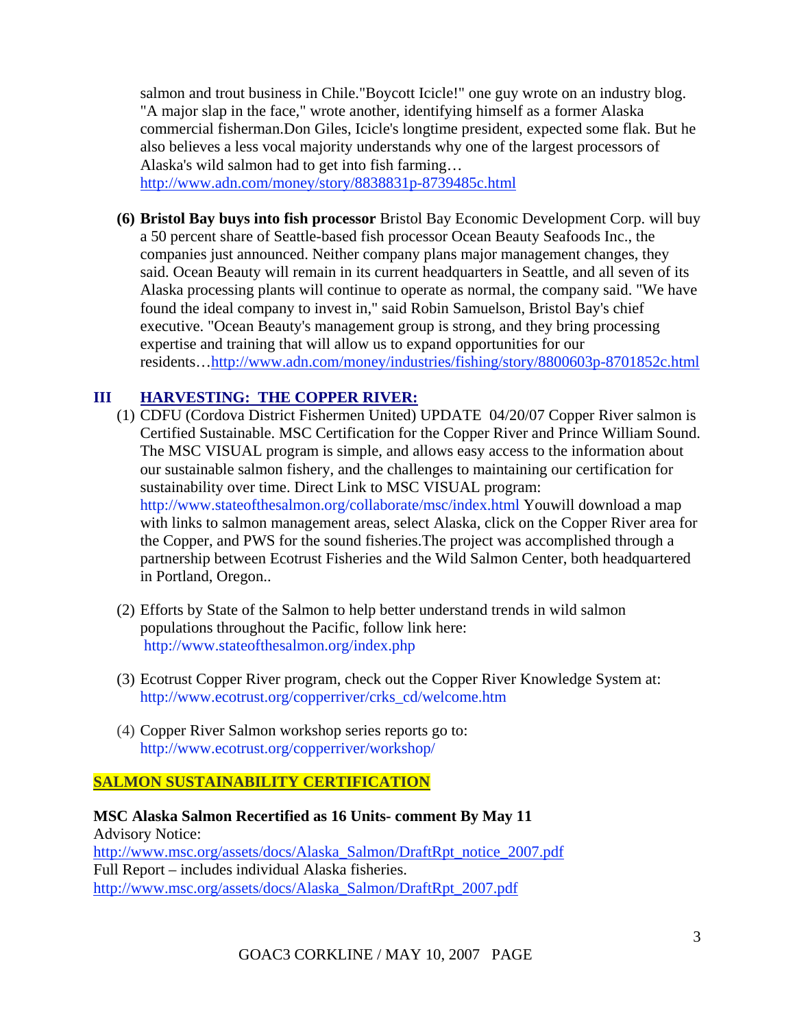salmon and trout business in Chile."Boycott Icicle!" one guy wrote on an industry blog. "A major slap in the face," wrote another, identifying himself as a former Alaska commercial fisherman.Don Giles, Icicle's longtime president, expected some flak. But he also believes a less vocal majority understands why one of the largest processors of Alaska's wild salmon had to get into fish farming… http://www.adn.com/money/story/8838831p-8739485c.html

(6) **Bristol Bay buys into fish processor** Bristol Bay Economic Development Corp. will buy a 50 percent share of Seattle-based fish processor Ocean Beauty Seafoods Inc., the companies just announced. Neither company plans major management changes, they said. Ocean Beauty will remain in its current headquarters in Seattle, and all seven of its Alaska processing plants will continue to operate as normal, the company said. "We have found the ideal company to invest in," said Robin Samuelson, Bristol Bay's chief executive. "Ocean Beauty's management group is strong, and they bring processing expertise and training that will allow us to expand opportunities for our residents…http://www.adn.com/money/industries/fishing/story/8800603p-8701852c.html

## III HARVESTING: THE COPPER RIVER:

(1) CDFU (Cordova District Fishermen United) UPDATE 04/20/07 Copper River salmon is Certified Sustainable. MSC Certification for the Copper River and Prince William Sound. The MSC VISUAL program is simple, and allows easy access to the information about our sustainable salmon fishery, and the challenges to maintaining our certification for sustainability over time. Direct Link to MSC VISUAL program: http://www.stateofthesalmon.org/collaborate/msc/index.html Youwill download a map with links to salmon management areas, select Alaska, click on the Copper River area for the Copper, and PWS for the sound fisheries.The project was accomplished through a partnership between Ecotrust Fisheries and the Wild Salmon Center, both headquartered in Portland, Oregon..

(2) Efforts by State of the Salmon to help better understand trends in wild salmon populations throughout the Pacific, follow link here: http://www.stateofthesalmon.org/index.php

(3) Ecotrust Copper River program, check out the Copper River Knowledge System at: http://www.ecotrust.org/copperriver/crks_cd/welcome.htm

(4) Copper River Salmon workshop series reports go to: http://www.ecotrust.org/copperriver/workshop/

## SALMON SUSTAINABILITY CERTIFICATION

**MSC Alaska Salmon Recertified as 16 Units- comment By May 11**

Advisory Notice:
http://www.msc.org/assets/docs/Alaska_Salmon/DraftRpt_notice_2007.pdf
Full Report – includes individual Alaska fisheries.
http://www.msc.org/assets/docs/Alaska_Salmon/DraftRpt_2007.pdf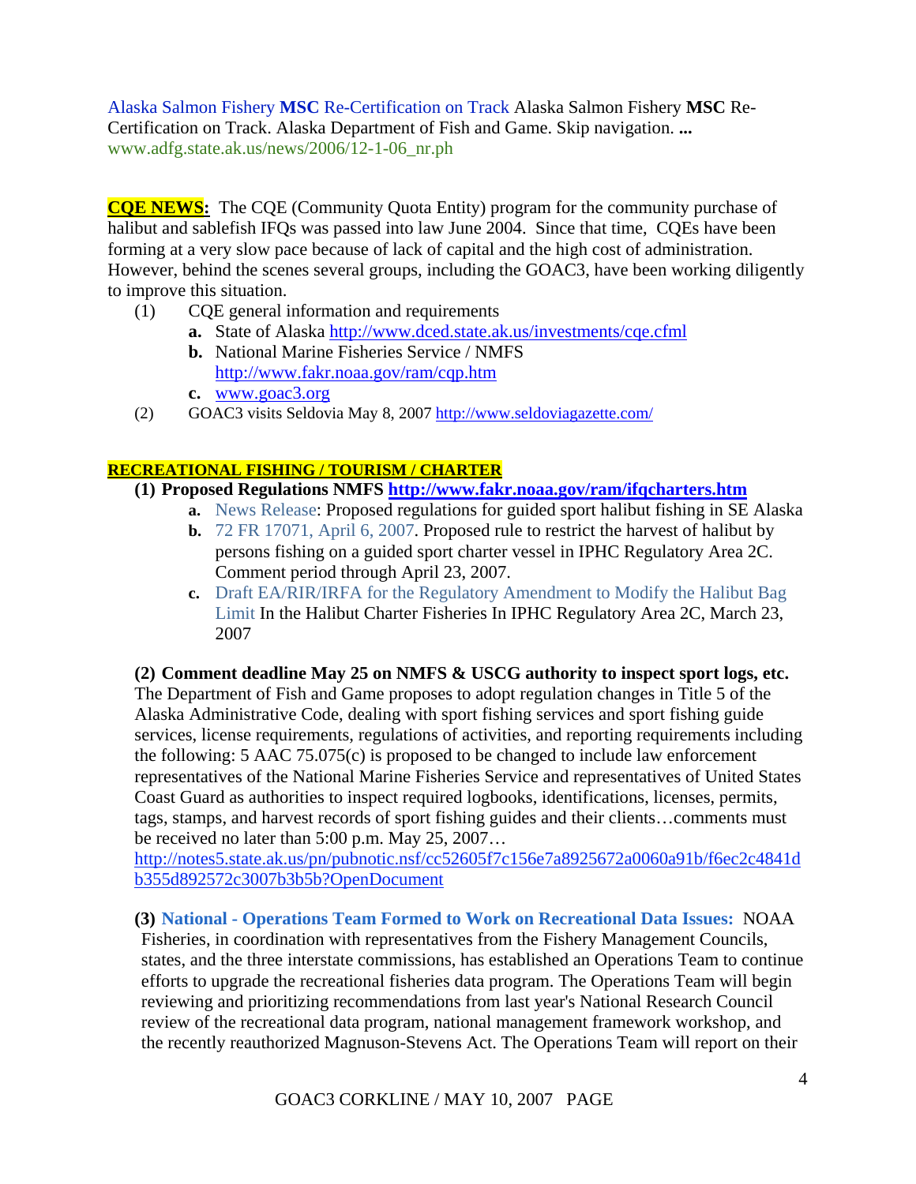Alaska Salmon Fishery **MSC** Re-Certification on Track Alaska Salmon Fishery **MSC** Re-Certification on Track. Alaska Department of Fish and Game. Skip navigation. **...**
www.adfg.state.ak.us/news/2006/12-1-06_nr.ph

**CQE NEWS:** The CQE (Community Quota Entity) program for the community purchase of halibut and sablefish IFQs was passed into law June 2004. Since that time, CQEs have been forming at a very slow pace because of lack of capital and the high cost of administration. However, behind the scenes several groups, including the GOAC3, have been working diligently to improve this situation.

(1) CQE general information and requirements
  - **a.** State of Alaska http://www.dced.state.ak.us/investments/cqe.cfml
  - **b.** National Marine Fisheries Service / NMFS http://www.fakr.noaa.gov/ram/cqp.htm
  - **c.** www.goac3.org

(2) GOAC3 visits Seldovia May 8, 2007 http://www.seldoviagazette.com/

**RECREATIONAL FISHING / TOURISM / CHARTER**

**(1) Proposed Regulations NMFS http://www.fakr.noaa.gov/ram/ifqcharters.htm**
  - **a.** News Release: Proposed regulations for guided sport halibut fishing in SE Alaska
  - **b.** 72 FR 17071, April 6, 2007. Proposed rule to restrict the harvest of halibut by persons fishing on a guided sport charter vessel in IPHC Regulatory Area 2C. Comment period through April 23, 2007.
  - **c.** Draft EA/RIR/IRFA for the Regulatory Amendment to Modify the Halibut Bag Limit In the Halibut Charter Fisheries In IPHC Regulatory Area 2C, March 23, 2007

**(2) Comment deadline May 25 on NMFS & USCG authority to inspect sport logs, etc.** The Department of Fish and Game proposes to adopt regulation changes in Title 5 of the Alaska Administrative Code, dealing with sport fishing services and sport fishing guide services, license requirements, regulations of activities, and reporting requirements including the following: 5 AAC 75.075(c) is proposed to be changed to include law enforcement representatives of the National Marine Fisheries Service and representatives of United States Coast Guard as authorities to inspect required logbooks, identifications, licenses, permits, tags, stamps, and harvest records of sport fishing guides and their clients…comments must be received no later than 5:00 p.m. May 25, 2007…
http://notes5.state.ak.us/pn/pubnotic.nsf/cc52605f7c156e7a8925672a0060a91b/f6ec2c4841db355d892572c3007b3b5b?OpenDocument

**(3) National - Operations Team Formed to Work on Recreational Data Issues:** NOAA Fisheries, in coordination with representatives from the Fishery Management Councils, states, and the three interstate commissions, has established an Operations Team to continue efforts to upgrade the recreational fisheries data program. The Operations Team will begin reviewing and prioritizing recommendations from last year's National Research Council review of the recreational data program, national management framework workshop, and the recently reauthorized Magnuson-Stevens Act. The Operations Team will report on their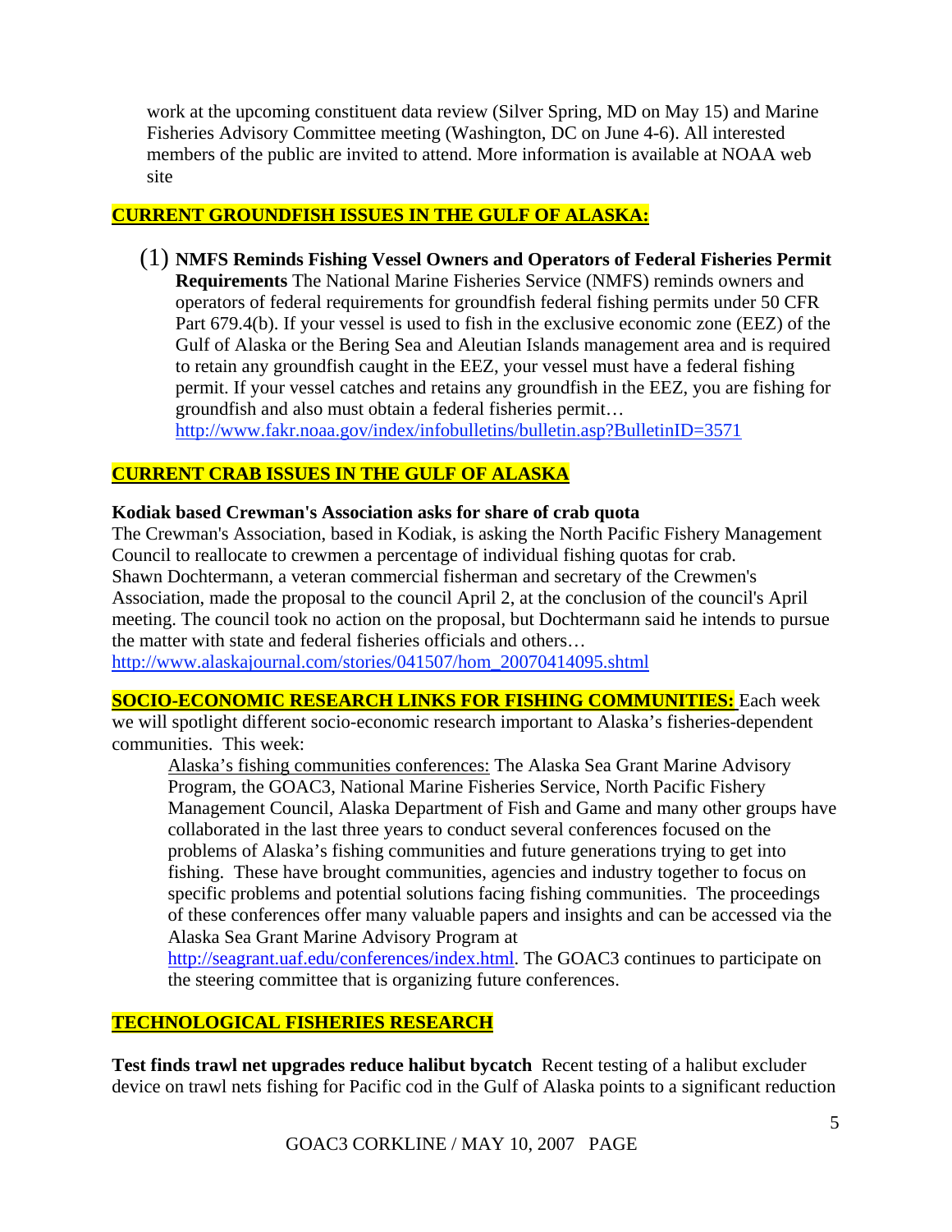work at the upcoming constituent data review (Silver Spring, MD on May 15) and Marine Fisheries Advisory Committee meeting (Washington, DC on June 4-6). All interested members of the public are invited to attend. More information is available at NOAA web site

## CURRENT GROUNDFISH ISSUES IN THE GULF OF ALASKA:

(1) **NMFS Reminds Fishing Vessel Owners and Operators of Federal Fisheries Permit Requirements** The National Marine Fisheries Service (NMFS) reminds owners and operators of federal requirements for groundfish federal fishing permits under 50 CFR Part 679.4(b). If your vessel is used to fish in the exclusive economic zone (EEZ) of the Gulf of Alaska or the Bering Sea and Aleutian Islands management area and is required to retain any groundfish caught in the EEZ, your vessel must have a federal fishing permit. If your vessel catches and retains any groundfish in the EEZ, you are fishing for groundfish and also must obtain a federal fisheries permit…
http://www.fakr.noaa.gov/index/infobulletins/bulletin.asp?BulletinID=3571

## CURRENT CRAB ISSUES IN THE GULF OF ALASKA

**Kodiak based Crewman's Association asks for share of crab quota**
The Crewman's Association, based in Kodiak, is asking the North Pacific Fishery Management Council to reallocate to crewmen a percentage of individual fishing quotas for crab. Shawn Dochtermann, a veteran commercial fisherman and secretary of the Crewmen's Association, made the proposal to the council April 2, at the conclusion of the council's April meeting. The council took no action on the proposal, but Dochtermann said he intends to pursue the matter with state and federal fisheries officials and others…
http://www.alaskajournal.com/stories/041507/hom_20070414095.shtml

**SOCIO-ECONOMIC RESEARCH LINKS FOR FISHING COMMUNITIES:** Each week we will spotlight different socio-economic research important to Alaska's fisheries-dependent communities. This week:

Alaska's fishing communities conferences: The Alaska Sea Grant Marine Advisory Program, the GOAC3, National Marine Fisheries Service, North Pacific Fishery Management Council, Alaska Department of Fish and Game and many other groups have collaborated in the last three years to conduct several conferences focused on the problems of Alaska's fishing communities and future generations trying to get into fishing. These have brought communities, agencies and industry together to focus on specific problems and potential solutions facing fishing communities. The proceedings of these conferences offer many valuable papers and insights and can be accessed via the Alaska Sea Grant Marine Advisory Program at http://seagrant.uaf.edu/conferences/index.html. The GOAC3 continues to participate on the steering committee that is organizing future conferences.

## TECHNOLOGICAL FISHERIES RESEARCH

**Test finds trawl net upgrades reduce halibut bycatch** Recent testing of a halibut excluder device on trawl nets fishing for Pacific cod in the Gulf of Alaska points to a significant reduction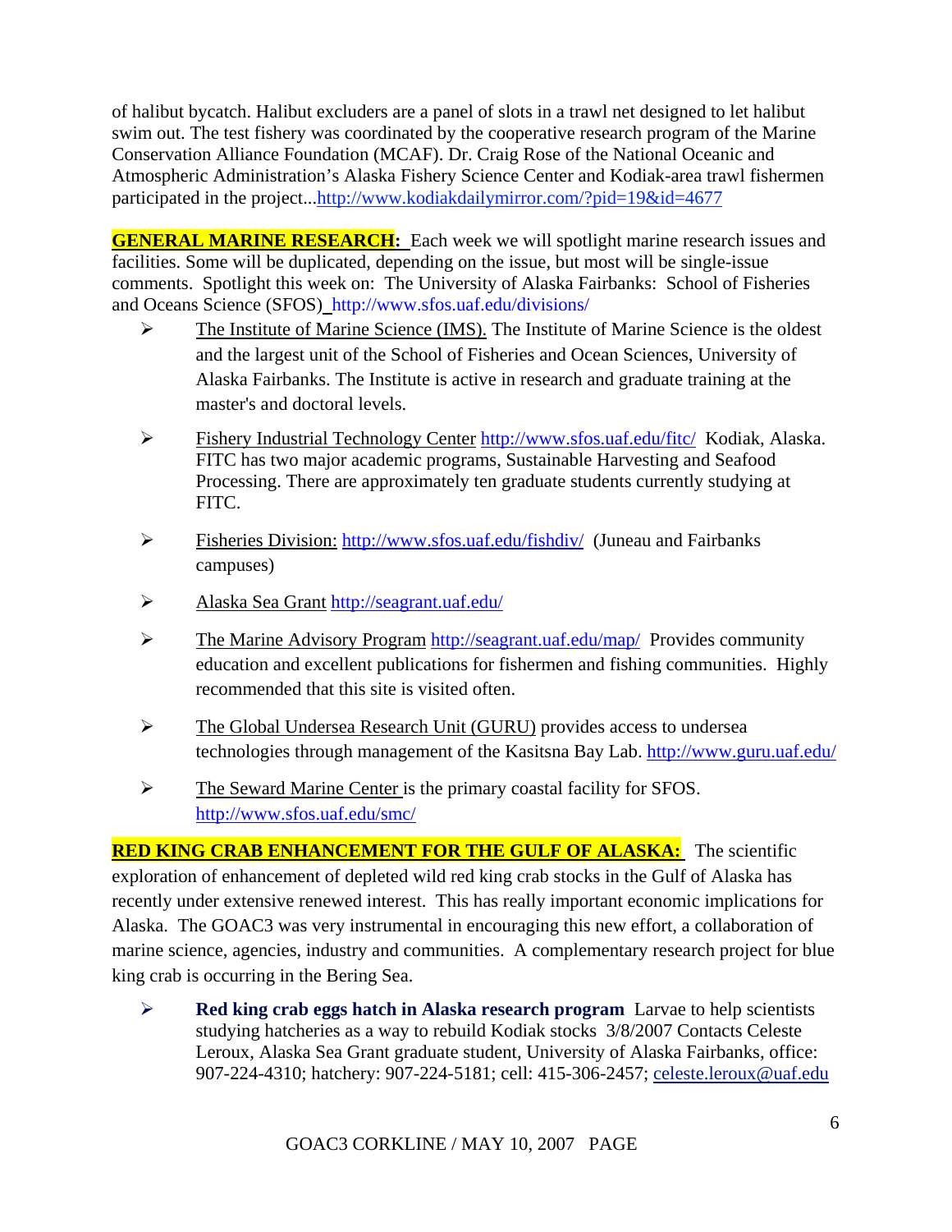of halibut bycatch. Halibut excluders are a panel of slots in a trawl net designed to let halibut swim out. The test fishery was coordinated by the cooperative research program of the Marine Conservation Alliance Foundation (MCAF). Dr. Craig Rose of the National Oceanic and Atmospheric Administration's Alaska Fishery Science Center and Kodiak-area trawl fishermen participated in the project...http://www.kodiakdailymirror.com/?pid=19&id=4677

**GENERAL MARINE RESEARCH:** Each week we will spotlight marine research issues and facilities. Some will be duplicated, depending on the issue, but most will be single-issue comments. Spotlight this week on: The University of Alaska Fairbanks: School of Fisheries and Oceans Science (SFOS) http://www.sfos.uaf.edu/divisions/

- The Institute of Marine Science (IMS). The Institute of Marine Science is the oldest and the largest unit of the School of Fisheries and Ocean Sciences, University of Alaska Fairbanks. The Institute is active in research and graduate training at the master's and doctoral levels.
- Fishery Industrial Technology Center http://www.sfos.uaf.edu/fitc/ Kodiak, Alaska. FITC has two major academic programs, Sustainable Harvesting and Seafood Processing. There are approximately ten graduate students currently studying at FITC.
- Fisheries Division: http://www.sfos.uaf.edu/fishdiv/ (Juneau and Fairbanks campuses)
- Alaska Sea Grant http://seagrant.uaf.edu/
- The Marine Advisory Program http://seagrant.uaf.edu/map/ Provides community education and excellent publications for fishermen and fishing communities. Highly recommended that this site is visited often.
- The Global Undersea Research Unit (GURU) provides access to undersea technologies through management of the Kasitsna Bay Lab. http://www.guru.uaf.edu/
- The Seward Marine Center is the primary coastal facility for SFOS. http://www.sfos.uaf.edu/smc/

**RED KING CRAB ENHANCEMENT FOR THE GULF OF ALASKA:** The scientific exploration of enhancement of depleted wild red king crab stocks in the Gulf of Alaska has recently under extensive renewed interest. This has really important economic implications for Alaska. The GOAC3 was very instrumental in encouraging this new effort, a collaboration of marine science, agencies, industry and communities. A complementary research project for blue king crab is occurring in the Bering Sea.

- **Red king crab eggs hatch in Alaska research program** Larvae to help scientists studying hatcheries as a way to rebuild Kodiak stocks 3/8/2007 Contacts Celeste Leroux, Alaska Sea Grant graduate student, University of Alaska Fairbanks, office: 907-224-4310; hatchery: 907-224-5181; cell: 415-306-2457; celeste.leroux@uaf.edu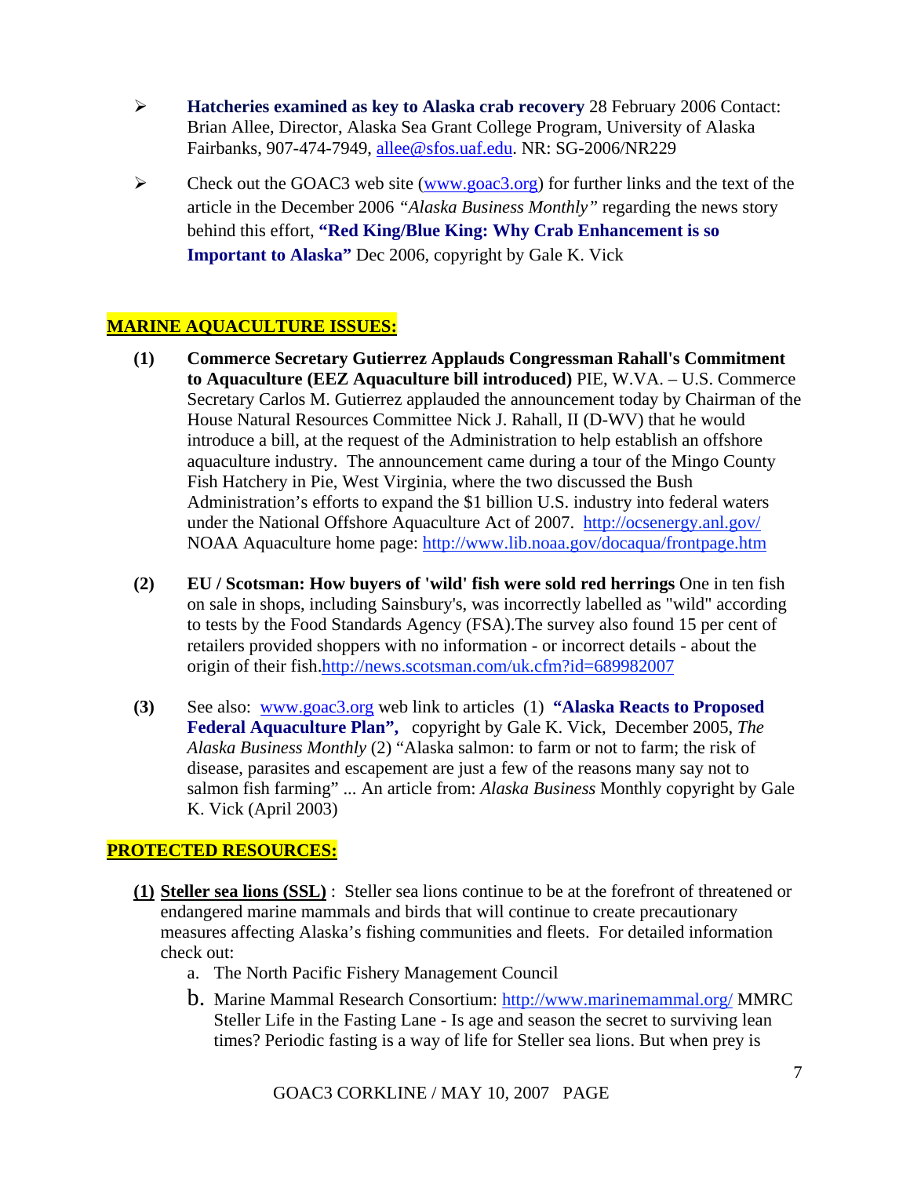- **Hatcheries examined as key to Alaska crab recovery** 28 February 2006 Contact: Brian Allee, Director, Alaska Sea Grant College Program, University of Alaska Fairbanks, 907-474-7949, allee@sfos.uaf.edu. NR: SG-2006/NR229

- Check out the GOAC3 web site (www.goac3.org) for further links and the text of the article in the December 2006 *"Alaska Business Monthly"* regarding the news story behind this effort, **"Red King/Blue King: Why Crab Enhancement is so Important to Alaska"** Dec 2006, copyright by Gale K. Vick

## MARINE AQUACULTURE ISSUES:

**(1)** **Commerce Secretary Gutierrez Applauds Congressman Rahall's Commitment to Aquaculture (EEZ Aquaculture bill introduced)** PIE, W.VA. – U.S. Commerce Secretary Carlos M. Gutierrez applauded the announcement today by Chairman of the House Natural Resources Committee Nick J. Rahall, II (D-WV) that he would introduce a bill, at the request of the Administration to help establish an offshore aquaculture industry. The announcement came during a tour of the Mingo County Fish Hatchery in Pie, West Virginia, where the two discussed the Bush Administration's efforts to expand the $1 billion U.S. industry into federal waters under the National Offshore Aquaculture Act of 2007. http://ocsenergy.anl.gov/ NOAA Aquaculture home page: http://www.lib.noaa.gov/docaqua/frontpage.htm

**(2)** **EU / Scotsman: How buyers of 'wild' fish were sold red herrings** One in ten fish on sale in shops, including Sainsbury's, was incorrectly labelled as "wild" according to tests by the Food Standards Agency (FSA).The survey also found 15 per cent of retailers provided shoppers with no information - or incorrect details - about the origin of their fish.http://news.scotsman.com/uk.cfm?id=689982007

**(3)** See also: www.goac3.org web link to articles (1) **"Alaska Reacts to Proposed Federal Aquaculture Plan",** copyright by Gale K. Vick, December 2005, *The Alaska Business Monthly* (2) "Alaska salmon: to farm or not to farm; the risk of disease, parasites and escapement are just a few of the reasons many say not to salmon fish farming" ... An article from: *Alaska Business* Monthly copyright by Gale K. Vick (April 2003)

## PROTECTED RESOURCES:

**(1) Steller sea lions (SSL)** : Steller sea lions continue to be at the forefront of threatened or endangered marine mammals and birds that will continue to create precautionary measures affecting Alaska's fishing communities and fleets. For detailed information check out:

a. The North Pacific Fishery Management Council
b. Marine Mammal Research Consortium: http://www.marinemammal.org/ MMRC Steller Life in the Fasting Lane - Is age and season the secret to surviving lean times? Periodic fasting is a way of life for Steller sea lions. But when prey is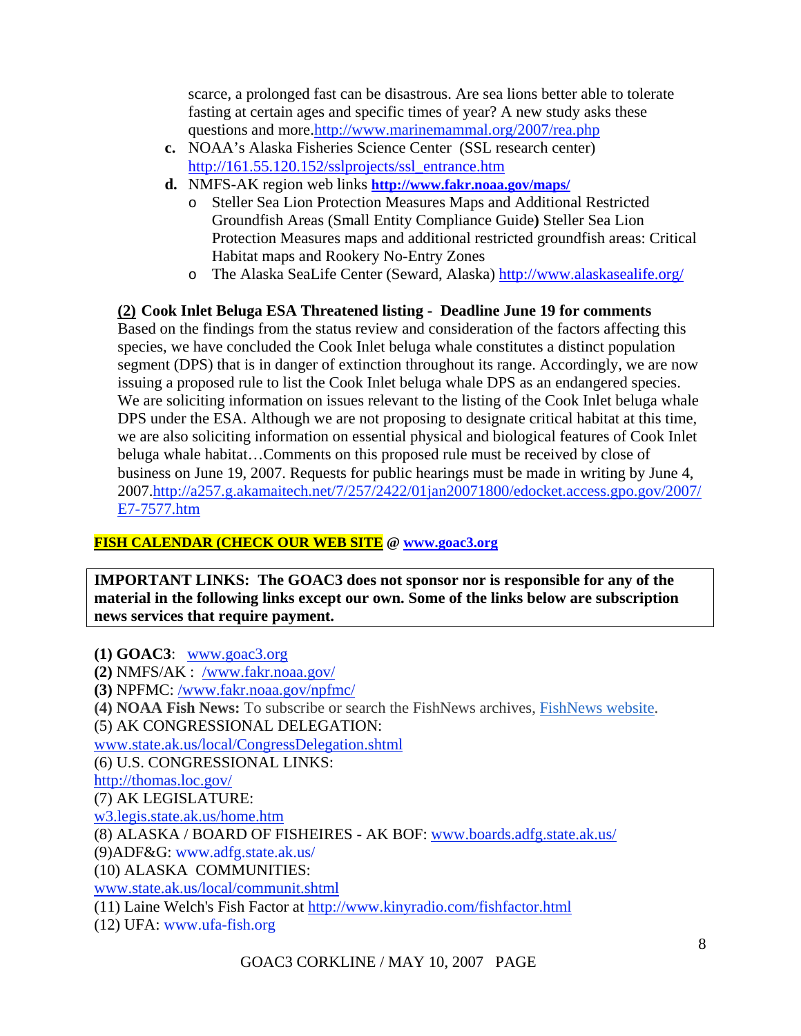scarce, a prolonged fast can be disastrous. Are sea lions better able to tolerate fasting at certain ages and specific times of year? A new study asks these questions and more.http://www.marinemammal.org/2007/rea.php

c. NOAA's Alaska Fisheries Science Center (SSL research center) http://161.55.120.152/sslprojects/ssl_entrance.htm

d. NMFS-AK region web links **http://www.fakr.noaa.gov/maps/**
   - Steller Sea Lion Protection Measures Maps and Additional Restricted Groundfish Areas (Small Entity Compliance Guide**)** Steller Sea Lion Protection Measures maps and additional restricted groundfish areas: Critical Habitat maps and Rookery No-Entry Zones
   - The Alaska SeaLife Center (Seward, Alaska) http://www.alaskasealife.org/

**(2) Cook Inlet Beluga ESA Threatened listing - Deadline June 19 for comments**
Based on the findings from the status review and consideration of the factors affecting this species, we have concluded the Cook Inlet beluga whale constitutes a distinct population segment (DPS) that is in danger of extinction throughout its range. Accordingly, we are now issuing a proposed rule to list the Cook Inlet beluga whale DPS as an endangered species. We are soliciting information on issues relevant to the listing of the Cook Inlet beluga whale DPS under the ESA. Although we are not proposing to designate critical habitat at this time, we are also soliciting information on essential physical and biological features of Cook Inlet beluga whale habitat…Comments on this proposed rule must be received by close of business on June 19, 2007. Requests for public hearings must be made in writing by June 4, 2007.http://a257.g.akamaitech.net/7/257/2422/01jan20071800/edocket.access.gpo.gov/2007/E7-7577.htm

**FISH CALENDAR (CHECK OUR WEB SITE @ www.goac3.org**

**IMPORTANT LINKS: The GOAC3 does not sponsor nor is responsible for any of the material in the following links except our own. Some of the links below are subscription news services that require payment.**

**(1) GOAC3**: www.goac3.org
**(2)** NMFS/AK : /www.fakr.noaa.gov/
**(3)** NPFMC: /www.fakr.noaa.gov/npfmc/
**(4) NOAA Fish News:** To subscribe or search the FishNews archives, FishNews website.
(5) AK CONGRESSIONAL DELEGATION: www.state.ak.us/local/CongressDelegation.shtml
(6) U.S. CONGRESSIONAL LINKS: http://thomas.loc.gov/
(7) AK LEGISLATURE: w3.legis.state.ak.us/home.htm
(8) ALASKA / BOARD OF FISHEIRES - AK BOF: www.boards.adfg.state.ak.us/
(9)ADF&G: www.adfg.state.ak.us/
(10) ALASKA COMMUNITIES: www.state.ak.us/local/communit.shtml
(11) Laine Welch's Fish Factor at http://www.kinyradio.com/fishfactor.html
(12) UFA: www.ufa-fish.org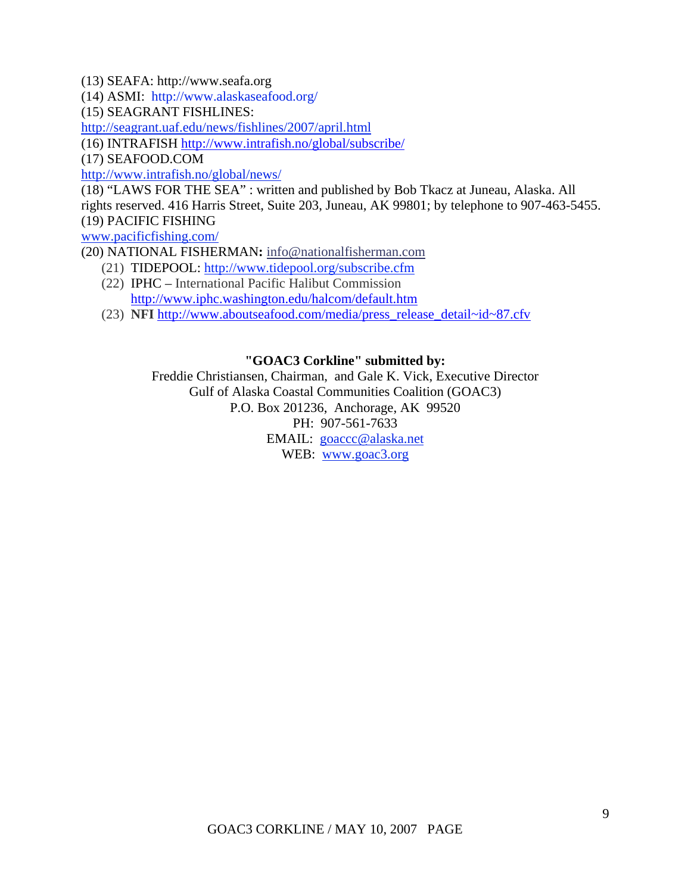(13) SEAFA: http://www.seafa.org
(14) ASMI: http://www.alaskaseafood.org/
(15) SEAGRANT FISHLINES:
http://seagrant.uaf.edu/news/fishlines/2007/april.html
(16) INTRAFISH http://www.intrafish.no/global/subscribe/
(17) SEAFOOD.COM
http://www.intrafish.no/global/news/
(18) "LAWS FOR THE SEA" : written and published by Bob Tkacz at Juneau, Alaska. All rights reserved. 416 Harris Street, Suite 203, Juneau, AK 99801; by telephone to 907-463-5455.
(19) PACIFIC FISHING
www.pacificfishing.com/
(20) NATIONAL FISHERMAN**:** info@nationalfisherman.com
(21) TIDEPOOL: http://www.tidepool.org/subscribe.cfm
(22) IPHC – International Pacific Halibut Commission
http://www.iphc.washington.edu/halcom/default.htm
(23) **NFI** http://www.aboutseafood.com/media/press_release_detail~id~87.cfv

**"GOAC3 Corkline" submitted by:**

Freddie Christiansen, Chairman, and Gale K. Vick, Executive Director
Gulf of Alaska Coastal Communities Coalition (GOAC3)
P.O. Box 201236, Anchorage, AK 99520
PH: 907-561-7633
EMAIL: goaccc@alaska.net
WEB: www.goac3.org